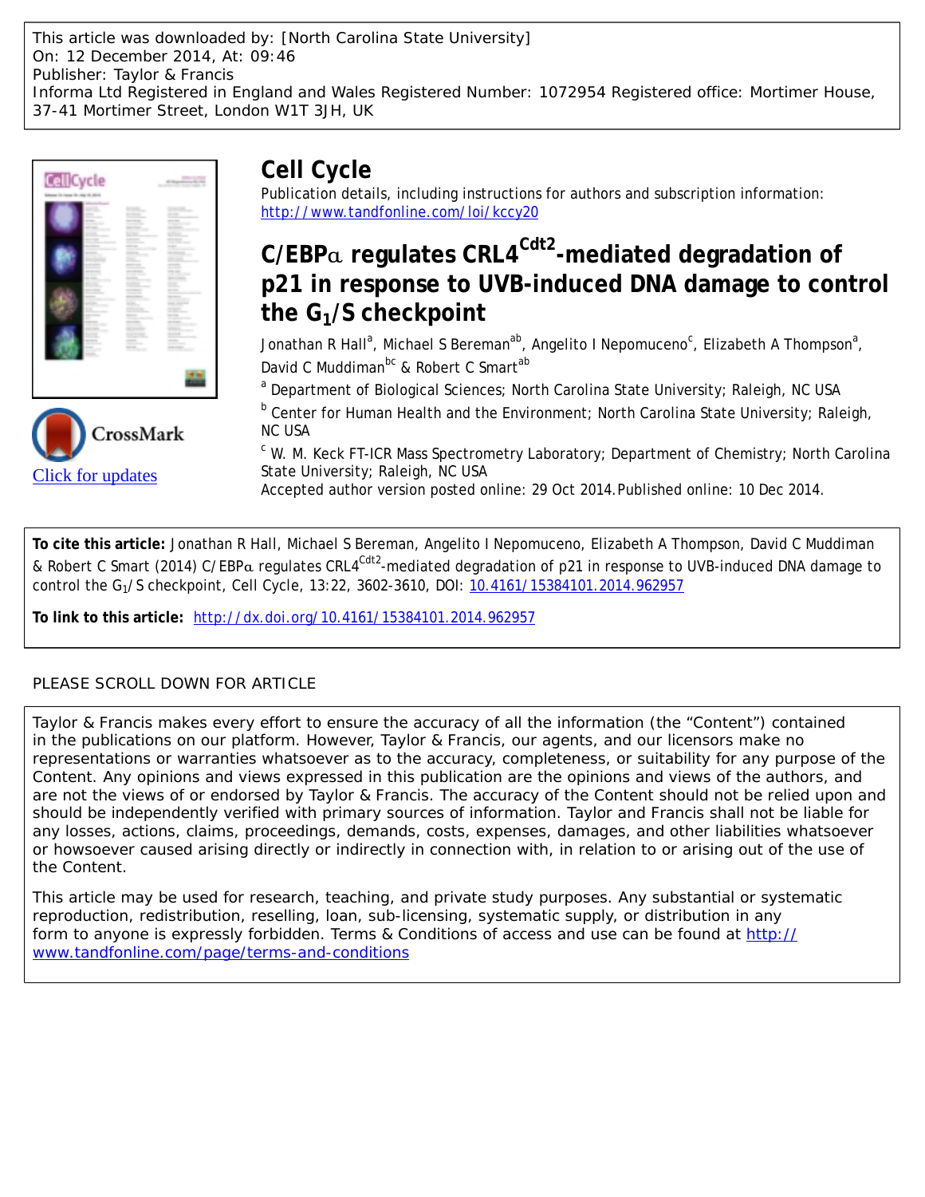This article was downloaded by: [North Carolina State University]
On: 12 December 2014, At: 09:46
Publisher: Taylor & Francis
Informa Ltd Registered in England and Wales Registered Number: 1072954 Registered office: Mortimer House, 37-41 Mortimer Street, London W1T 3JH, UK

CrossMark

Click for updates

# Cell Cycle

Publication details, including instructions for authors and subscription information:
http://www.tandfonline.com/loi/kccy20

## C/EBPα regulates CRL4$^{Cdt2}$-mediated degradation of p21 in response to UVB-induced DNA damage to control the $G_1$/S checkpoint

Jonathan R Hall[a], Michael S Bereman[ab], Angelito I Nepomuceno[c], Elizabeth A Thompson[a], David C Muddiman[bc] & Robert C Smart[ab]

[a] Department of Biological Sciences; North Carolina State University; Raleigh, NC USA

[b] Center for Human Health and the Environment; North Carolina State University; Raleigh, NC USA

[c] W. M. Keck FT-ICR Mass Spectrometry Laboratory; Department of Chemistry; North Carolina State University; Raleigh, NC USA

Accepted author version posted online: 29 Oct 2014. Published online: 10 Dec 2014.

**To cite this article:** Jonathan R Hall, Michael S Bereman, Angelito I Nepomuceno, Elizabeth A Thompson, David C Muddiman & Robert C Smart (2014) C/EBPα regulates CRL4$^{Cdt2}$-mediated degradation of p21 in response to UVB-induced DNA damage to control the $G_1$/S checkpoint, Cell Cycle, 13:22, 3602-3610, DOI: 10.4161/15384101.2014.962957

**To link to this article:** http://dx.doi.org/10.4161/15384101.2014.962957

PLEASE SCROLL DOWN FOR ARTICLE

Taylor & Francis makes every effort to ensure the accuracy of all the information (the "Content") contained in the publications on our platform. However, Taylor & Francis, our agents, and our licensors make no representations or warranties whatsoever as to the accuracy, completeness, or suitability for any purpose of the Content. Any opinions and views expressed in this publication are the opinions and views of the authors, and are not the views of or endorsed by Taylor & Francis. The accuracy of the Content should not be relied upon and should be independently verified with primary sources of information. Taylor and Francis shall not be liable for any losses, actions, claims, proceedings, demands, costs, expenses, damages, and other liabilities whatsoever or howsoever caused arising directly or indirectly in connection with, in relation to or arising out of the use of the Content.

This article may be used for research, teaching, and private study purposes. Any substantial or systematic reproduction, redistribution, reselling, loan, sub-licensing, systematic supply, or distribution in any form to anyone is expressly forbidden. Terms & Conditions of access and use can be found at http://www.tandfonline.com/page/terms-and-conditions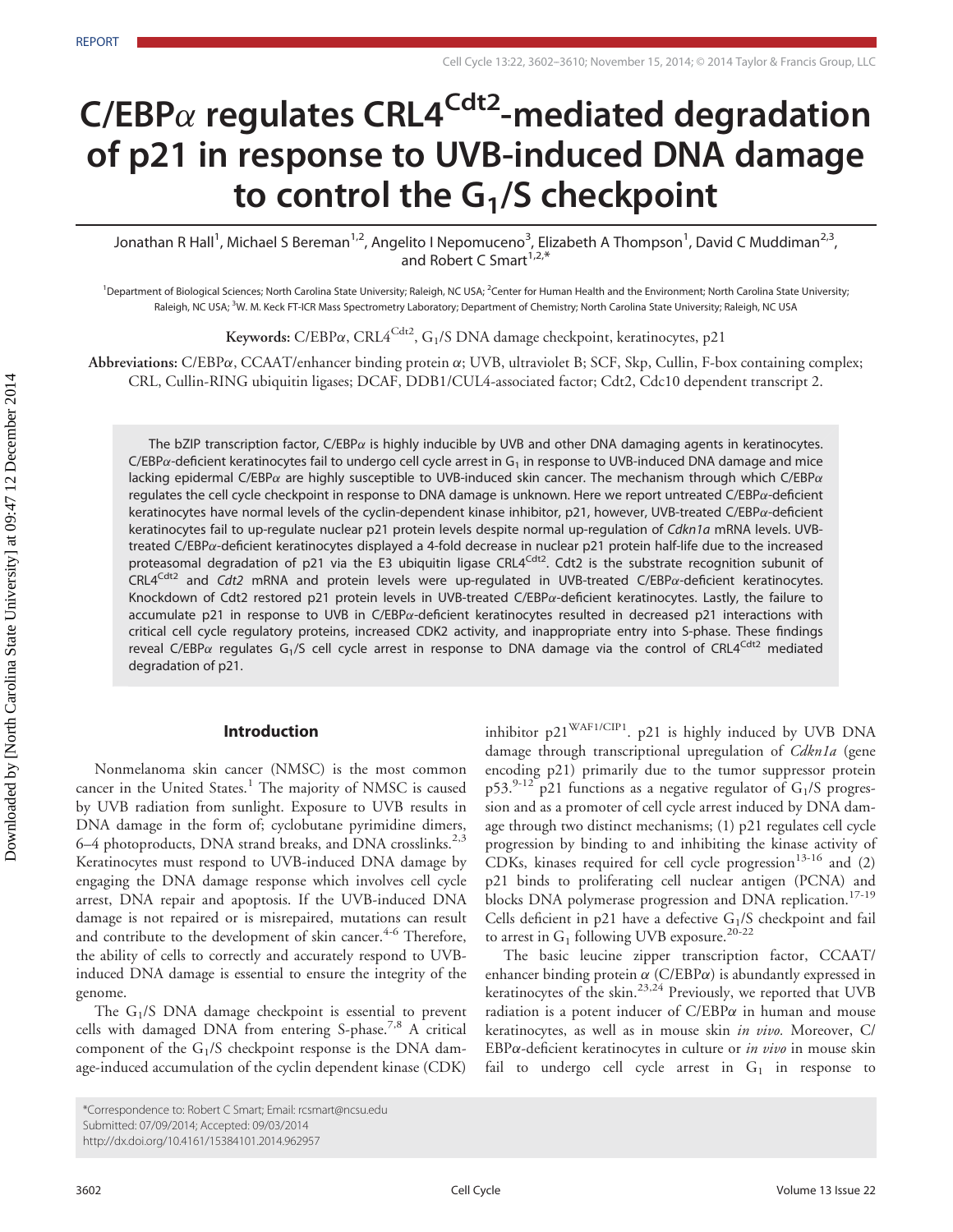REPORT

# C/EBPα regulates CRL4$^{Cdt2}$-mediated degradation of p21 in response to UVB-induced DNA damage to control the G$_1$/S checkpoint

Jonathan R Hall[1], Michael S Bereman[1,2], Angelito I Nepomuceno[3], Elizabeth A Thompson[1], David C Muddiman[2,3], and Robert C Smart[1,2,*]

[1]Department of Biological Sciences; North Carolina State University; Raleigh, NC USA; [2]Center for Human Health and the Environment; North Carolina State University; Raleigh, NC USA; [3]W. M. Keck FT-ICR Mass Spectrometry Laboratory; Department of Chemistry; North Carolina State University; Raleigh, NC USA

**Keywords:** C/EBPα, CRL4$^{Cdt2}$, G$_1$/S DNA damage checkpoint, keratinocytes, p21

**Abbreviations:** C/EBPα, CCAAT/enhancer binding protein α; UVB, ultraviolet B; SCF, Skp, Cullin, F-box containing complex; CRL, Cullin-RING ubiquitin ligases; DCAF, DDB1/CUL4-associated factor; Cdt2, Cdc10 dependent transcript 2.

The bZIP transcription factor, C/EBPα is highly inducible by UVB and other DNA damaging agents in keratinocytes. C/EBPα-deficient keratinocytes fail to undergo cell cycle arrest in G$_1$ in response to UVB-induced DNA damage and mice lacking epidermal C/EBPα are highly susceptible to UVB-induced skin cancer. The mechanism through which C/EBPα regulates the cell cycle checkpoint in response to DNA damage is unknown. Here we report untreated C/EBPα-deficient keratinocytes have normal levels of the cyclin-dependent kinase inhibitor, p21, however, UVB-treated C/EBPα-deficient keratinocytes fail to up-regulate nuclear p21 protein levels despite normal up-regulation of *Cdkn1a* mRNA levels. UVB-treated C/EBPα-deficient keratinocytes displayed a 4-fold decrease in nuclear p21 protein half-life due to the increased proteasomal degradation of p21 via the E3 ubiquitin ligase CRL4$^{Cdt2}$. Cdt2 is the substrate recognition subunit of CRL4$^{Cdt2}$ and *Cdt2* mRNA and protein levels were up-regulated in UVB-treated C/EBPα-deficient keratinocytes. Knockdown of Cdt2 restored p21 protein levels in UVB-treated C/EBPα-deficient keratinocytes. Lastly, the failure to accumulate p21 in response to UVB in C/EBPα-deficient keratinocytes resulted in decreased p21 interactions with critical cell cycle regulatory proteins, increased CDK2 activity, and inappropriate entry into S-phase. These findings reveal C/EBPα regulates G$_1$/S cell cycle arrest in response to DNA damage via the control of CRL4$^{Cdt2}$ mediated degradation of p21.

## Introduction

Nonmelanoma skin cancer (NMSC) is the most common cancer in the United States.[1] The majority of NMSC is caused by UVB radiation from sunlight. Exposure to UVB results in DNA damage in the form of; cyclobutane pyrimidine dimers, 6–4 photoproducts, DNA strand breaks, and DNA crosslinks.[2,3] Keratinocytes must respond to UVB-induced DNA damage by engaging the DNA damage response which involves cell cycle arrest, DNA repair and apoptosis. If the UVB-induced DNA damage is not repaired or is misrepaired, mutations can result and contribute to the development of skin cancer.[4-6] Therefore, the ability of cells to correctly and accurately respond to UVB-induced DNA damage is essential to ensure the integrity of the genome.

The G$_1$/S DNA damage checkpoint is essential to prevent cells with damaged DNA from entering S-phase.[7,8] A critical component of the G$_1$/S checkpoint response is the DNA damage-induced accumulation of the cyclin dependent kinase (CDK) inhibitor p21$^{WAF1/CIP1}$. p21 is highly induced by UVB DNA damage through transcriptional upregulation of *Cdkn1a* (gene encoding p21) primarily due to the tumor suppressor protein p53.[9-12] p21 functions as a negative regulator of G$_1$/S progression and as a promoter of cell cycle arrest induced by DNA damage through two distinct mechanisms; (1) p21 regulates cell cycle progression by binding to and inhibiting the kinase activity of CDKs, kinases required for cell cycle progression[13-16] and (2) p21 binds to proliferating cell nuclear antigen (PCNA) and blocks DNA polymerase progression and DNA replication.[17-19] Cells deficient in p21 have a defective G$_1$/S checkpoint and fail to arrest in G$_1$ following UVB exposure.[20-22]

The basic leucine zipper transcription factor, CCAAT/enhancer binding protein α (C/EBPα) is abundantly expressed in keratinocytes of the skin.[23,24] Previously, we reported that UVB radiation is a potent inducer of C/EBPα in human and mouse keratinocytes, as well as in mouse skin *in vivo.* Moreover, C/EBPα-deficient keratinocytes in culture or *in vivo* in mouse skin fail to undergo cell cycle arrest in G$_1$ in response to

*Correspondence to: Robert C Smart; Email: rcsmart@ncsu.edu
Submitted: 07/09/2014; Accepted: 09/03/2014
http://dx.doi.org/10.4161/15384101.2014.962957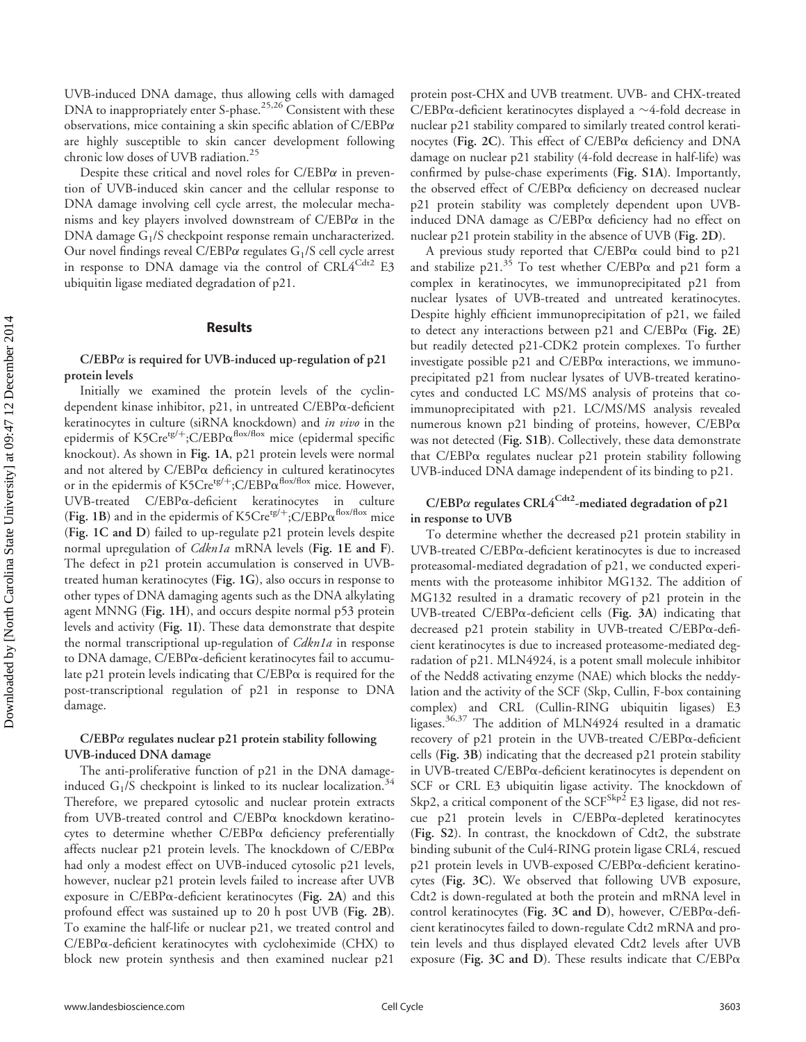UVB-induced DNA damage, thus allowing cells with damaged DNA to inappropriately enter S-phase.[25,26] Consistent with these observations, mice containing a skin specific ablation of C/EBPα are highly susceptible to skin cancer development following chronic low doses of UVB radiation.[25]

Despite these critical and novel roles for C/EBPα in prevention of UVB-induced skin cancer and the cellular response to DNA damage involving cell cycle arrest, the molecular mechanisms and key players involved downstream of C/EBPα in the DNA damage $G_1$/S checkpoint response remain uncharacterized. Our novel findings reveal C/EBPα regulates $G_1$/S cell cycle arrest in response to DNA damage via the control of $CRL4^{Cdt2}$ E3 ubiquitin ligase mediated degradation of p21.

## Results

### C/EBPα is required for UVB-induced up-regulation of p21 protein levels

Initially we examined the protein levels of the cyclin-dependent kinase inhibitor, p21, in untreated C/EBPα-deficient keratinocytes in culture (siRNA knockdown) and *in vivo* in the epidermis of $K5Cre^{tg/+}$;$C/EBP\alpha^{flox/flox}$ mice (epidermal specific knockout). As shown in **Fig. 1A**, p21 protein levels were normal and not altered by C/EBPα deficiency in cultured keratinocytes or in the epidermis of $K5Cre^{tg/+}$;$C/EBP\alpha^{flox/flox}$ mice. However, UVB-treated C/EBPα-deficient keratinocytes in culture (**Fig. 1B**) and in the epidermis of $K5Cre^{tg/+}$;$C/EBP\alpha^{flox/flox}$ mice (**Fig. 1C and D**) failed to up-regulate p21 protein levels despite normal upregulation of *Cdkn1a* mRNA levels (**Fig. 1E and F**). The defect in p21 protein accumulation is conserved in UVB-treated human keratinocytes (**Fig. 1G**), also occurs in response to other types of DNA damaging agents such as the DNA alkylating agent MNNG (**Fig. 1H**), and occurs despite normal p53 protein levels and activity (**Fig. 1I**). These data demonstrate that despite the normal transcriptional up-regulation of *Cdkn1a* in response to DNA damage, C/EBPα-deficient keratinocytes fail to accumulate p21 protein levels indicating that C/EBPα is required for the post-transcriptional regulation of p21 in response to DNA damage.

### C/EBPα regulates nuclear p21 protein stability following UVB-induced DNA damage

The anti-proliferative function of p21 in the DNA damage-induced $G_1$/S checkpoint is linked to its nuclear localization.[34] Therefore, we prepared cytosolic and nuclear protein extracts from UVB-treated control and C/EBPα knockdown keratinocytes to determine whether C/EBPα deficiency preferentially affects nuclear p21 protein levels. The knockdown of C/EBPα had only a modest effect on UVB-induced cytosolic p21 levels, however, nuclear p21 protein levels failed to increase after UVB exposure in C/EBPα-deficient keratinocytes (**Fig. 2A**) and this profound effect was sustained up to 20 h post UVB (**Fig. 2B**). To examine the half-life or nuclear p21, we treated control and C/EBPα-deficient keratinocytes with cycloheximide (CHX) to block new protein synthesis and then examined nuclear p21 protein post-CHX and UVB treatment. UVB- and CHX-treated C/EBPα-deficient keratinocytes displayed a ~4-fold decrease in nuclear p21 stability compared to similarly treated control keratinocytes (**Fig. 2C**). This effect of C/EBPα deficiency and DNA damage on nuclear p21 stability (4-fold decrease in half-life) was confirmed by pulse-chase experiments (**Fig. S1A**). Importantly, the observed effect of C/EBPα deficiency on decreased nuclear p21 protein stability was completely dependent upon UVB-induced DNA damage as C/EBPα deficiency had no effect on nuclear p21 protein stability in the absence of UVB (**Fig. 2D**).

A previous study reported that C/EBPα could bind to p21 and stabilize p21.[35] To test whether C/EBPα and p21 form a complex in keratinocytes, we immunoprecipitated p21 from nuclear lysates of UVB-treated and untreated keratinocytes. Despite highly efficient immunoprecipitation of p21, we failed to detect any interactions between p21 and C/EBPα (**Fig. 2E**) but readily detected p21-CDK2 protein complexes. To further investigate possible p21 and C/EBPα interactions, we immunoprecipitated p21 from nuclear lysates of UVB-treated keratinocytes and conducted LC MS/MS analysis of proteins that co-immunoprecipitated with p21. LC/MS/MS analysis revealed numerous known p21 binding of proteins, however, C/EBPα was not detected (**Fig. S1B**). Collectively, these data demonstrate that C/EBPα regulates nuclear p21 protein stability following UVB-induced DNA damage independent of its binding to p21.

### C/EBPα regulates $CRL4^{Cdt2}$-mediated degradation of p21 in response to UVB

To determine whether the decreased p21 protein stability in UVB-treated C/EBPα-deficient keratinocytes is due to increased proteasomal-mediated degradation of p21, we conducted experiments with the proteasome inhibitor MG132. The addition of MG132 resulted in a dramatic recovery of p21 protein in the UVB-treated C/EBPα-deficient cells (**Fig. 3A**) indicating that decreased p21 protein stability in UVB-treated C/EBPα-deficient keratinocytes is due to increased proteasome-mediated degradation of p21. MLN4924, is a potent small molecule inhibitor of the Nedd8 activating enzyme (NAE) which blocks the neddylation and the activity of the SCF (Skp, Cullin, F-box containing complex) and CRL (Cullin-RING ubiquitin ligases) E3 ligases.[36,37] The addition of MLN4924 resulted in a dramatic recovery of p21 protein in the UVB-treated C/EBPα-deficient cells (**Fig. 3B**) indicating that the decreased p21 protein stability in UVB-treated C/EBPα-deficient keratinocytes is dependent on SCF or CRL E3 ubiquitin ligase activity. The knockdown of Skp2, a critical component of the $SCF^{Skp2}$ E3 ligase, did not rescue p21 protein levels in C/EBPα-depleted keratinocytes (**Fig. S2**). In contrast, the knockdown of Cdt2, the substrate binding subunit of the Cul4-RING protein ligase CRL4, rescued p21 protein levels in UVB-exposed C/EBPα-deficient keratinocytes (**Fig. 3C**). We observed that following UVB exposure, Cdt2 is down-regulated at both the protein and mRNA level in control keratinocytes (**Fig. 3C and D**), however, C/EBPα-deficient keratinocytes failed to down-regulate Cdt2 mRNA and protein levels and thus displayed elevated Cdt2 levels after UVB exposure (**Fig. 3C and D**). These results indicate that C/EBPα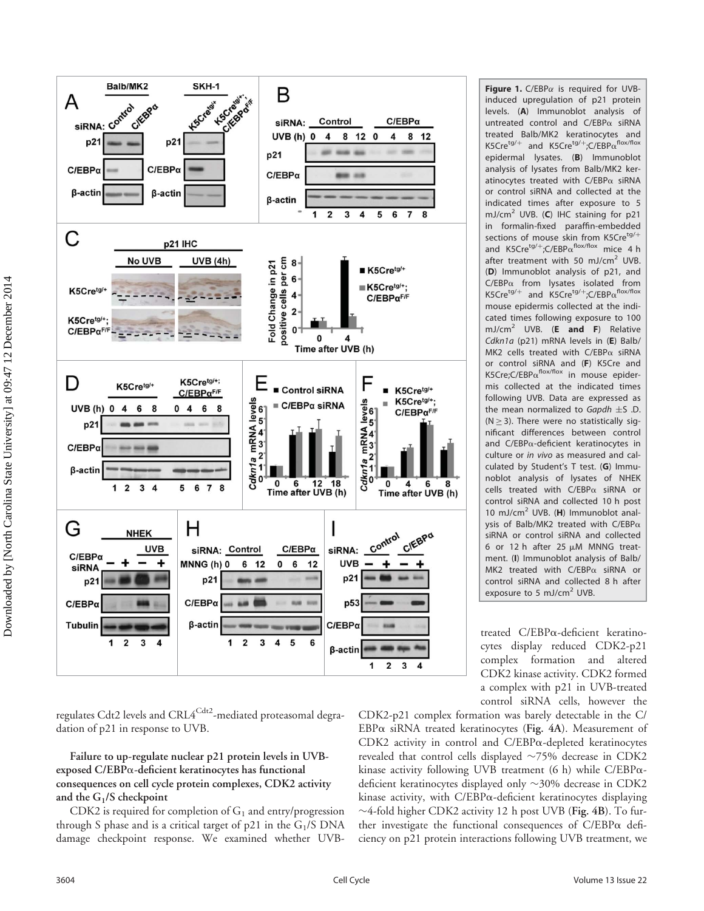**Figure 1.** C/EBPα is required for UVB-induced upregulation of p21 protein levels. (**A**) Immunoblot analysis of untreated control and C/EBPα siRNA treated Balb/MK2 keratinocytes and K5Cre$^{tg/+}$ and K5Cre$^{tg/+}$;C/EBPα$^{flox/flox}$ epidermal lysates. (**B**) Immunoblot analysis of lysates from Balb/MK2 keratinocytes treated with C/EBPα siRNA or control siRNA and collected at the indicated times after exposure to 5 mJ/cm$^2$ UVB. (**C**) IHC staining for p21 in formalin-fixed paraffin-embedded sections of mouse skin from K5Cre$^{tg/+}$ and K5Cre$^{tg/+}$;C/EBPα$^{flox/flox}$ mice 4 h after treatment with 50 mJ/cm$^2$ UVB. (**D**) Immunoblot analysis of p21, and C/EBPα from lysates isolated from K5Cre$^{tg/+}$ and K5Cre$^{tg/+}$;C/EBPα$^{flox/flox}$ mouse epidermis collected at the indicated times following exposure to 100 mJ/cm$^2$ UVB. (**E and F**) Relative *Cdkn1a* (p21) mRNA levels in (**E**) Balb/MK2 cells treated with C/EBPα siRNA or control siRNA and (**F**) K5Cre and K5Cre;C/EBPα$^{flox/flox}$ in mouse epidermis collected at the indicated times following UVB. Data are expressed as the mean normalized to *Gapdh* ±S .D. ($N \geq 3$). There were no statistically significant differences between control and C/EBPα-deficient keratinocytes in culture or *in vivo* as measured and calculated by Student's T test. (**G**) Immunoblot analysis of lysates of NHEK cells treated with C/EBPα siRNA or control siRNA and collected 10 h post 10 mJ/cm$^2$ UVB. (**H**) Immunoblot analysis of Balb/MK2 treated with C/EBPα siRNA or control siRNA and collected 6 or 12 h after 25 μM MNNG treatment. (**I**) Immunoblot analysis of Balb/MK2 treated with C/EBPα siRNA or control siRNA and collected 8 h after exposure to 5 mJ/cm$^2$ UVB.

regulates Cdt2 levels and CRL4$^{Cdt2}$-mediated proteasomal degradation of p21 in response to UVB.

### Failure to up-regulate nuclear p21 protein levels in UVB-exposed C/EBPα-deficient keratinocytes has functional consequences on cell cycle protein complexes, CDK2 activity and the $G_1$/S checkpoint

CDK2 is required for completion of $G_1$ and entry/progression through S phase and is a critical target of p21 in the $G_1$/S DNA damage checkpoint response. We examined whether UVB-treated C/EBPα-deficient keratinocytes display reduced CDK2-p21 complex formation and altered CDK2 kinase activity. CDK2 formed a complex with p21 in UVB-treated control siRNA cells, however the CDK2-p21 complex formation was barely detectable in the C/EBPα siRNA treated keratinocytes (**Fig. 4A**). Measurement of CDK2 activity in control and C/EBPα-depleted keratinocytes revealed that control cells displayed ~75% decrease in CDK2 kinase activity following UVB treatment (6 h) while C/EBPα-deficient keratinocytes displayed only ~30% decrease in CDK2 kinase activity, with C/EBPα-deficient keratinocytes displaying ~4-fold higher CDK2 activity 12 h post UVB (**Fig. 4B**). To further investigate the functional consequences of C/EBPα deficiency on p21 protein interactions following UVB treatment, we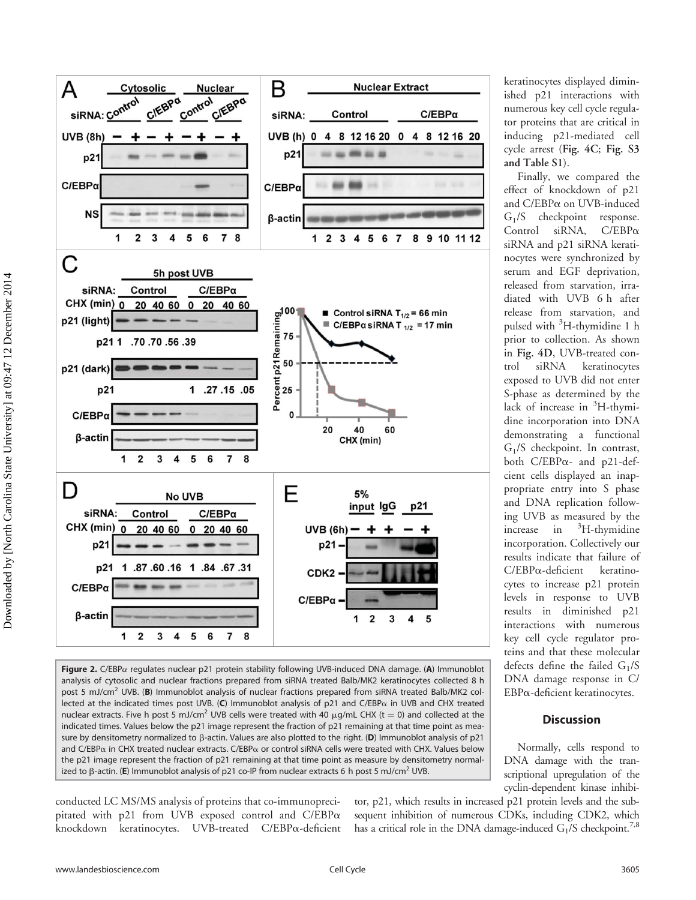Figure 2. C/EBPα regulates nuclear p21 protein stability following UVB-induced DNA damage. (**A**) Immunoblot analysis of cytosolic and nuclear fractions prepared from siRNA treated Balb/MK2 keratinocytes collected 8 h post 5 mJ/cm$^2$ UVB. (**B**) Immunoblot analysis of nuclear fractions prepared from siRNA treated Balb/MK2 collected at the indicated times post UVB. (**C**) Immunoblot analysis of p21 and C/EBPα in UVB and CHX treated nuclear extracts. Five h post 5 mJ/cm$^2$ UVB cells were treated with 40 μg/mL CHX (t = 0) and collected at the indicated times. Values below the p21 image represent the fraction of p21 remaining at that time point as measure by densitometry normalized to β-actin. Values are also plotted to the right. (**D**) Immunoblot analysis of p21 and C/EBPα in CHX treated nuclear extracts. C/EBPα or control siRNA cells were treated with CHX. Values below the p21 image represent the fraction of p21 remaining at that time point as measure by densitometry normalized to β-actin. (**E**) Immunoblot analysis of p21 co-IP from nuclear extracts 6 h post 5 mJ/cm$^2$ UVB.

conducted LC MS/MS analysis of proteins that co-immunoprecipitated with p21 from UVB exposed control and C/EBPα knockdown keratinocytes. UVB-treated C/EBPα-deficient keratinocytes displayed diminished p21 interactions with numerous key cell cycle regulator proteins that are critical in inducing p21-mediated cell cycle arrest (**Fig. 4C**; **Fig. S3 and Table S1**).

Finally, we compared the effect of knockdown of p21 and C/EBPα on UVB-induced $G_1/S$ checkpoint response. Control siRNA, C/EBPα siRNA and p21 siRNA keratinocytes were synchronized by serum and EGF deprivation, released from starvation, irradiated with UVB 6 h after release from starvation, and pulsed with $^3$H-thymidine 1 h prior to collection. As shown in **Fig. 4D**, UVB-treated control siRNA keratinocytes exposed to UVB did not enter S-phase as determined by the lack of increase in $^3$H-thymidine incorporation into DNA demonstrating a functional $G_1/S$ checkpoint. In contrast, both C/EBPα- and p21-deficient cells displayed an inappropriate entry into S phase and DNA replication following UVB as measured by the increase in $^3$H-thymidine incorporation. Collectively our results indicate that failure of C/EBPα-deficient keratinocytes to increase p21 protein levels in response to UVB results in diminished p21 interactions with numerous key cell cycle regulator proteins and that these molecular defects define the failed $G_1/S$ DNA damage response in C/EBPα-deficient keratinocytes.

## Discussion

Normally, cells respond to DNA damage with the transcriptional upregulation of the cyclin-dependent kinase inhibitor, p21, which results in increased p21 protein levels and the subsequent inhibition of numerous CDKs, including CDK2, which has a critical role in the DNA damage-induced $G_1/S$ checkpoint.[7,8]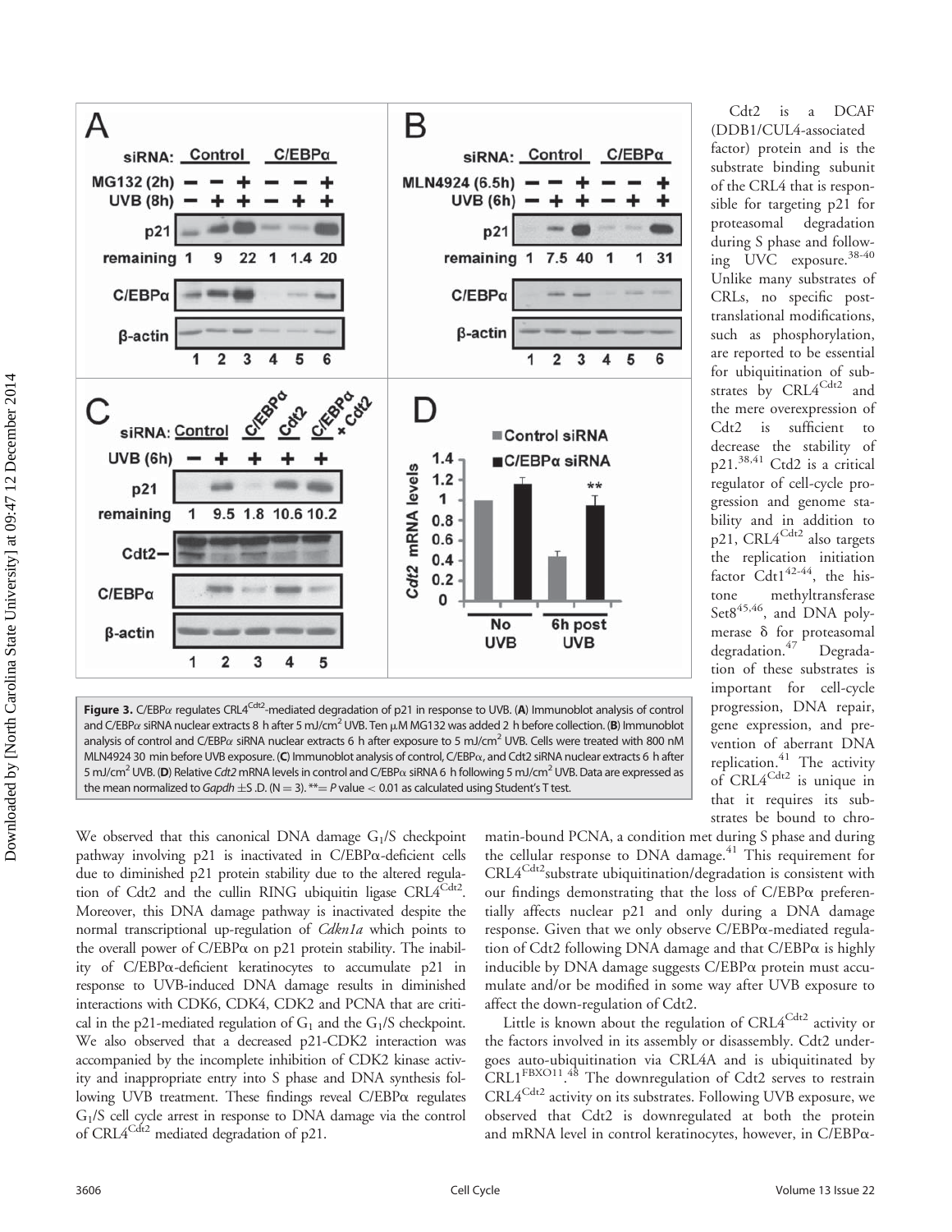Figure 3. C/EBPα regulates CRL4[Cdt2]-mediated degradation of p21 in response to UVB. (**A**) Immunoblot analysis of control and C/EBPα siRNA nuclear extracts 8 h after 5 mJ/cm$^2$ UVB. Ten μM MG132 was added 2 h before collection. (**B**) Immunoblot analysis of control and C/EBPα siRNA nuclear extracts 6 h after exposure to 5 mJ/cm$^2$ UVB. Cells were treated with 800 nM MLN4924 30 min before UVB exposure. (**C**) Immunoblot analysis of control, C/EBPα, and Cdt2 siRNA nuclear extracts 6 h after 5 mJ/cm$^2$ UVB. (**D**) Relative *Cdt2* mRNA levels in control and C/EBPα siRNA 6 h following 5 mJ/cm$^2$ UVB. Data are expressed as the mean normalized to *Gapdh* ±S.D. (N = 3). ** = P value < 0.01 as calculated using Student's T test.

We observed that this canonical DNA damage $G_1$/S checkpoint pathway involving p21 is inactivated in C/EBPα-deficient cells due to diminished p21 protein stability due to the altered regulation of Cdt2 and the cullin RING ubiquitin ligase CRL4[Cdt2]. Moreover, this DNA damage pathway is inactivated despite the normal transcriptional up-regulation of *Cdkn1a* which points to the overall power of C/EBPα on p21 protein stability. The inability of C/EBPα-deficient keratinocytes to accumulate p21 in response to UVB-induced DNA damage results in diminished interactions with CDK6, CDK4, CDK2 and PCNA that are critical in the p21-mediated regulation of $G_1$ and the $G_1$/S checkpoint. We also observed that a decreased p21-CDK2 interaction was accompanied by the incomplete inhibition of CDK2 kinase activity and inappropriate entry into S phase and DNA synthesis following UVB treatment. These findings reveal C/EBPα regulates $G_1$/S cell cycle arrest in response to DNA damage via the control of CRL4[Cdt2] mediated degradation of p21.

Cdt2 is a DCAF (DDB1/CUL4-associated factor) protein and is the substrate binding subunit of the CRL4 that is responsible for targeting p21 for proteasomal degradation during S phase and following UVC exposure.[38-40] Unlike many substrates of CRLs, no specific post-translational modifications, such as phosphorylation, are reported to be essential for ubiquitination of substrates by CRL4[Cdt2] and the mere overexpression of Cdt2 is sufficient to decrease the stability of p21.[38,41] Ctd2 is a critical regulator of cell-cycle progression and genome stability and in addition to p21, CRL4[Cdt2] also targets the replication initiation factor Cdt1[42-44], the histone methyltransferase Set8[45,46], and DNA polymerase δ for proteasomal degradation.[47] Degradation of these substrates is important for cell-cycle progression, DNA repair, gene expression, and prevention of aberrant DNA replication.[41] The activity of CRL4[Cdt2] is unique in that it requires its substrates be bound to chromatin-bound PCNA, a condition met during S phase and during the cellular response to DNA damage.[41] This requirement for CRL4[Cdt2]substrate ubiquitination/degradation is consistent with our findings demonstrating that the loss of C/EBPα preferentially affects nuclear p21 and only during a DNA damage response. Given that we only observe C/EBPα-mediated regulation of Cdt2 following DNA damage and that C/EBPα is highly inducible by DNA damage suggests C/EBPα protein must accumulate and/or be modified in some way after UVB exposure to affect the down-regulation of Cdt2.

Little is known about the regulation of CRL4[Cdt2] activity or the factors involved in its assembly or disassembly. Cdt2 undergoes auto-ubiquitination via CRL4A and is ubiquitinated by CRL1[FBXO11].[48] The downregulation of Cdt2 serves to restrain CRL4[Cdt2] activity on its substrates. Following UVB exposure, we observed that Cdt2 is downregulated at both the protein and mRNA level in control keratinocytes, however, in C/EBPα-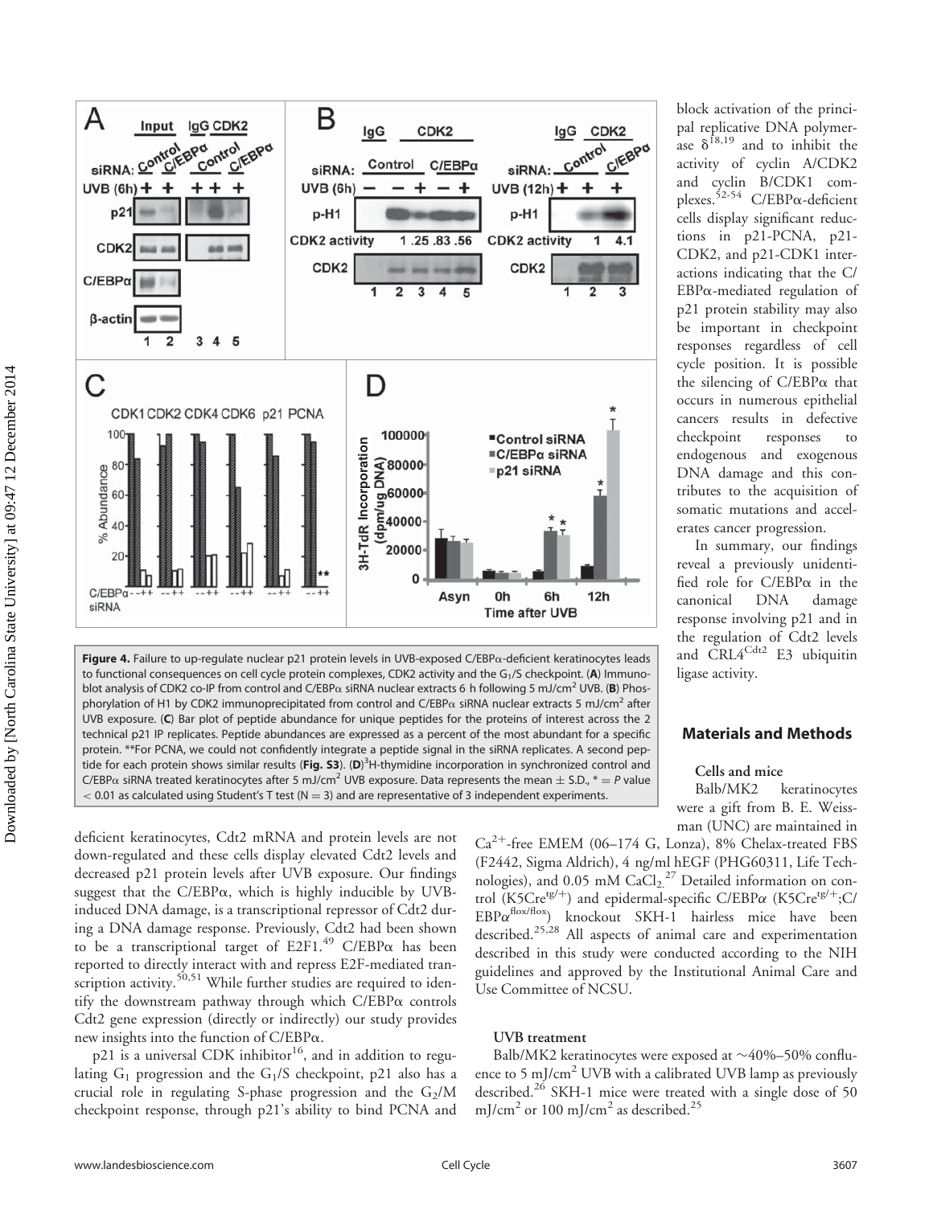**Figure 4.** Failure to up-regulate nuclear p21 protein levels in UVB-exposed C/EBPα-deficient keratinocytes leads to functional consequences on cell cycle protein complexes, CDK2 activity and the $G_1$/S checkpoint. (**A**) Immunoblot analysis of CDK2 co-IP from control and C/EBPα siRNA nuclear extracts 6 h following 5 mJ/cm$^2$ UVB. (**B**) Phosphorylation of H1 by CDK2 immunoprecipitated from control and C/EBPα siRNA nuclear extracts 5 mJ/cm$^2$ after UVB exposure. (**C**) Bar plot of peptide abundance for unique peptides for the proteins of interest across the 2 technical p21 IP replicates. Peptide abundances are expressed as a percent of the most abundant for a specific protein. **For PCNA, we could not confidently integrate a peptide signal in the siRNA replicates. A second peptide for each protein shows similar results (**Fig. S3**). (**D**)$^3$H-thymidine incorporation in synchronized control and C/EBPα siRNA treated keratinocytes after 5 mJ/cm$^2$ UVB exposure. Data represents the mean ± S.D., * = P value < 0.01 as calculated using Student's T test (N = 3) and are representative of 3 independent experiments.

block activation of the principal replicative DNA polymerase δ[18,19] and to inhibit the activity of cyclin A/CDK2 and cyclin B/CDK1 complexes.[52-54] C/EBPα-deficient cells display significant reductions in p21-PCNA, p21-CDK2, and p21-CDK1 interactions indicating that the C/EBPα-mediated regulation of p21 protein stability may also be important in checkpoint responses regardless of cell cycle position. It is possible the silencing of C/EBPα that occurs in numerous epithelial cancers results in defective checkpoint responses to endogenous and exogenous DNA damage and this contributes to the acquisition of somatic mutations and accelerates cancer progression.

In summary, our findings reveal a previously unidentified role for C/EBPα in the canonical DNA damage response involving p21 and in the regulation of Cdt2 levels and CRL4$^{Cdt2}$ E3 ubiquitin ligase activity.

deficient keratinocytes, Cdt2 mRNA and protein levels are not down-regulated and these cells display elevated Cdt2 levels and decreased p21 protein levels after UVB exposure. Our findings suggest that the C/EBPα, which is highly inducible by UVB-induced DNA damage, is a transcriptional repressor of Cdt2 during a DNA damage response. Previously, Cdt2 had been shown to be a transcriptional target of E2F1.[49] C/EBPα has been reported to directly interact with and repress E2F-mediated transcription activity.[50,51] While further studies are required to identify the downstream pathway through which C/EBPα controls Cdt2 gene expression (directly or indirectly) our study provides new insights into the function of C/EBPα.

p21 is a universal CDK inhibitor[16], and in addition to regulating $G_1$ progression and the $G_1$/S checkpoint, p21 also has a crucial role in regulating S-phase progression and the $G_2$/M checkpoint response, through p21's ability to bind PCNA and

## Materials and Methods

### Cells and mice

Balb/MK2 keratinocytes were a gift from B. E. Weissman (UNC) are maintained in $Ca^{2+}$-free EMEM (06–174 G, Lonza), 8% Chelax-treated FBS (F2442, Sigma Aldrich), 4 ng/ml hEGF (PHG60311, Life Technologies), and 0.05 mM $CaCl_2$.[27] Detailed information on control (K5Cre$^{tg/+}$) and epidermal-specific C/EBPα (K5Cre$^{tg/+}$;C/EBPα$^{flox/flox}$) knockout SKH-1 hairless mice have been described.[25,28] All aspects of animal care and experimentation described in this study were conducted according to the NIH guidelines and approved by the Institutional Animal Care and Use Committee of NCSU.

### UVB treatment

Balb/MK2 keratinocytes were exposed at ~40%–50% confluence to 5 mJ/cm$^2$ UVB with a calibrated UVB lamp as previously described.[26] SKH-1 mice were treated with a single dose of 50 mJ/cm$^2$ or 100 mJ/cm$^2$ as described.[25]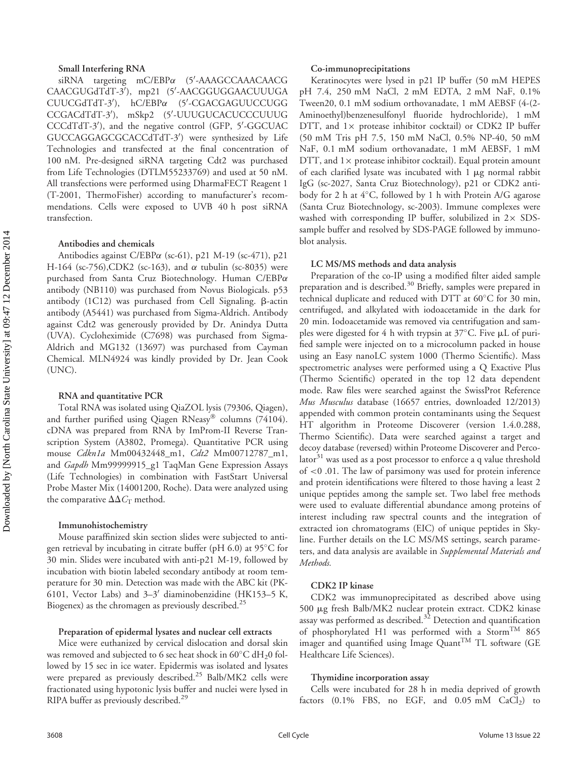### Small Interfering RNA

siRNA targeting mC/EBPα (5′-AAAGCCAAACAACG CAACGUGdTdT-3′), mp21 (5′-AACGGUGGAACUUUGA CUUCGdTdT-3′), hC/EBPα (5′-CGACGAGUUCCUGG CCGACdTdT-3′), mSkp2 (5′-UUUGUCACUCCCUUUG CCCdTdT-3′), and the negative control (GFP, 5′-GGCUAC GUCCAGGAGCGCACCdTdT-3′) were synthesized by Life Technologies and transfected at the final concentration of 100 nM. Pre-designed siRNA targeting Cdt2 was purchased from Life Technologies (DTLM55233769) and used at 50 nM. All transfections were performed using DharmaFECT Reagent 1 (T-2001, ThermoFisher) according to manufacturer's recommendations. Cells were exposed to UVB 40 h post siRNA transfection.

### Antibodies and chemicals

Antibodies against C/EBPα (sc-61), p21 M-19 (sc-471), p21 H-164 (sc-756),CDK2 (sc-163), and α tubulin (sc-8035) were purchased from Santa Cruz Biotechnology. Human C/EBPα antibody (NB110) was purchased from Novus Biologicals. p53 antibody (1C12) was purchased from Cell Signaling. β-actin antibody (A5441) was purchased from Sigma-Aldrich. Antibody against Cdt2 was generously provided by Dr. Anindya Dutta (UVA). Cycloheximide (C7698) was purchased from Sigma-Aldrich and MG132 (13697) was purchased from Cayman Chemical. MLN4924 was kindly provided by Dr. Jean Cook (UNC).

### RNA and quantitative PCR

Total RNA was isolated using QiaZOL lysis (79306, Qiagen), and further purified using Qiagen RNeasy® columns (74104). cDNA was prepared from RNA by ImProm-II Reverse Transcription System (A3802, Promega). Quantitative PCR using mouse *Cdkn1a* Mm00432448_m1, *Cdt2* Mm00712787_m1, and *Gapdh* Mm99999915_g1 TaqMan Gene Expression Assays (Life Technologies) in combination with FastStart Universal Probe Master Mix (14001200, Roche). Data were analyzed using the comparative $\Delta\Delta C_T$ method.

### Immunohistochemistry

Mouse paraffinized skin section slides were subjected to antigen retrieval by incubating in citrate buffer (pH 6.0) at 95°C for 30 min. Slides were incubated with anti-p21 M-19, followed by incubation with biotin labeled secondary antibody at room temperature for 30 min. Detection was made with the ABC kit (PK-6101, Vector Labs) and 3–3′ diaminobenzidine (HK153–5 K, Biogenex) as the chromagen as previously described.[25]

### Preparation of epidermal lysates and nuclear cell extracts

Mice were euthanized by cervical dislocation and dorsal skin was removed and subjected to 6 sec heat shock in 60°C $dH_20$ followed by 15 sec in ice water. Epidermis was isolated and lysates were prepared as previously described.[25] Balb/MK2 cells were fractionated using hypotonic lysis buffer and nuclei were lysed in RIPA buffer as previously described.[29]

### Co-immunoprecipitations

Keratinocytes were lysed in p21 IP buffer (50 mM HEPES pH 7.4, 250 mM NaCl, 2 mM EDTA, 2 mM NaF, 0.1% Tween20, 0.1 mM sodium orthovanadate, 1 mM AEBSF (4-(2-Aminoethyl)benzenesulfonyl fluoride hydrochloride), 1 mM DTT, and 1× protease inhibitor cocktail) or CDK2 IP buffer (50 mM Tris pH 7.5, 150 mM NaCl, 0.5% NP-40, 50 mM NaF, 0.1 mM sodium orthovanadate, 1 mM AEBSF, 1 mM DTT, and 1× protease inhibitor cocktail). Equal protein amount of each clarified lysate was incubated with 1 μg normal rabbit IgG (sc-2027, Santa Cruz Biotechnology), p21 or CDK2 antibody for 2 h at 4°C, followed by 1 h with Protein A/G agarose (Santa Cruz Biotechnology, sc-2003). Immune complexes were washed with corresponding IP buffer, solubilized in 2× SDS-sample buffer and resolved by SDS-PAGE followed by immunoblot analysis.

### LC MS/MS methods and data analysis

Preparation of the co-IP using a modified filter aided sample preparation and is described.[30] Briefly, samples were prepared in technical duplicate and reduced with DTT at 60°C for 30 min, centrifuged, and alkylated with iodoacetamide in the dark for 20 min. Iodoacetamide was removed via centrifugation and samples were digested for 4 h with trypsin at 37°C. Five μL of purified sample were injected on to a microcolumn packed in house using an Easy nanoLC system 1000 (Thermo Scientific). Mass spectrometric analyses were performed using a Q Exactive Plus (Thermo Scientific) operated in the top 12 data dependent mode. Raw files were searched against the SwissProt Reference *Mus Musculus* database (16657 entries, downloaded 12/2013) appended with common protein contaminants using the Sequest HT algorithm in Proteome Discoverer (version 1.4.0.288, Thermo Scientific). Data were searched against a target and decoy database (reversed) within Proteome Discoverer and Percolator[31] was used as a post processor to enforce a q value threshold of <0 .01. The law of parsimony was used for protein inference and protein identifications were filtered to those having a least 2 unique peptides among the sample set. Two label free methods were used to evaluate differential abundance among proteins of interest including raw spectral counts and the integration of extracted ion chromatograms (EIC) of unique peptides in Skyline. Further details on the LC MS/MS settings, search parameters, and data analysis are available in *Supplemental Materials and Methods.*

### CDK2 IP kinase

CDK2 was immunoprecipitated as described above using 500 μg fresh Balb/MK2 nuclear protein extract. CDK2 kinase assay was performed as described.[32] Detection and quantification of phosphorylated H1 was performed with a Storm™ 865 imager and quantified using Image Quant™ TL software (GE Healthcare Life Sciences).

### Thymidine incorporation assay

Cells were incubated for 28 h in media deprived of growth factors (0.1% FBS, no EGF, and 0.05 mM $CaCl_2$) to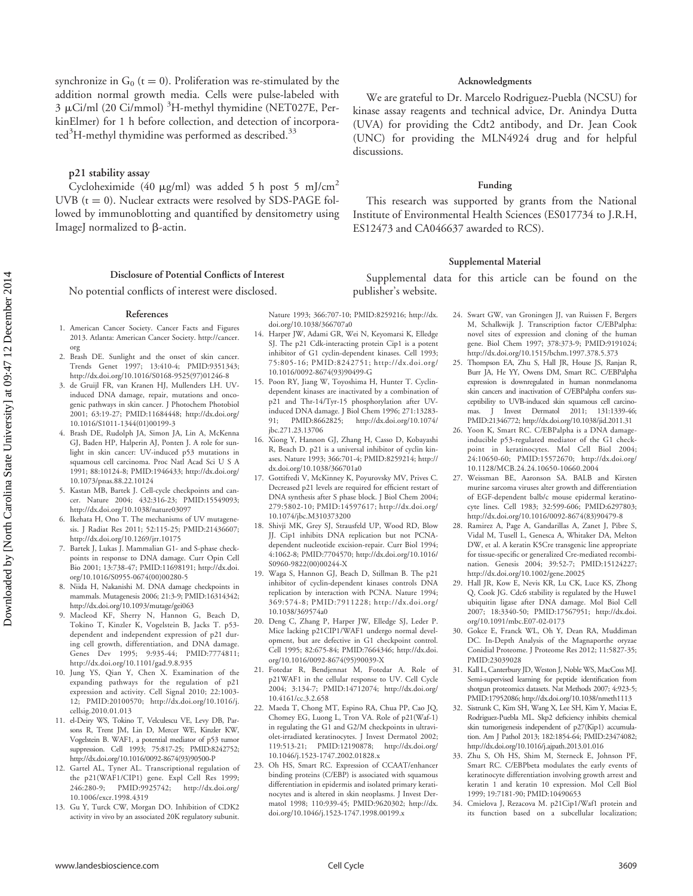synchronize in $G_0$ (t = 0). Proliferation was re-stimulated by the addition normal growth media. Cells were pulse-labeled with 3 μCi/ml (20 Ci/mmol) $^3$H-methyl thymidine (NET027E, PerkinElmer) for 1 h before collection, and detection of incorporated $^3$H-methyl thymidine was performed as described.[33]

### p21 stability assay

Cycloheximide (40 μg/ml) was added 5 h post 5 mJ/cm$^2$ UVB (t = 0). Nuclear extracts were resolved by SDS-PAGE followed by immunoblotting and quantified by densitometry using ImageJ normalized to β-actin.

### Disclosure of Potential Conflicts of Interest

No potential conflicts of interest were disclosed.

### Acknowledgments

We are grateful to Dr. Marcelo Rodriguez-Puebla (NCSU) for kinase assay reagents and technical advice, Dr. Anindya Dutta (UVA) for providing the Cdt2 antibody, and Dr. Jean Cook (UNC) for providing the MLN4924 drug and for helpful discussions.

### Funding

This research was supported by grants from the National Institute of Environmental Health Sciences (ES017734 to J.R.H, ES12473 and CA046637 awarded to RCS).

### Supplemental Material

Supplemental data for this article can be found on the publisher's website.

### References

1. American Cancer Society. Cancer Facts and Figures 2013. Atlanta: American Cancer Society. http://cancer.org
2. Brash DE. Sunlight and the onset of skin cancer. Trends Genet 1997; 13:410-4; PMID:9351343; http://dx.doi.org/10.1016/S0168-9525(97)01246-8
3. de Gruijl FR, van Kranen HJ, Mullenders LH. UV-induced DNA damage, repair, mutations and oncogenic pathways in skin cancer. J Photochem Photobiol 2001; 63:19-27; PMID:11684448; http://dx.doi.org/10.1016/S1011-1344(01)00199-3
4. Brash DE, Rudolph JA, Simon JA, Lin A, McKenna GJ, Baden HP, Halperin AJ, Ponten J. A role for sunlight in skin cancer: UV-induced p53 mutations in squamous cell carcinoma. Proc Natl Acad Sci U S A 1991; 88:10124-8; PMID:1946433; http://dx.doi.org/10.1073/pnas.88.22.10124
5. Kastan MB, Bartek J. Cell-cycle checkpoints and cancer. Nature 2004; 432:316-23; PMID:15549093; http://dx.doi.org/10.1038/nature03097
6. Ikehata H, Ono T. The mechanisms of UV mutagenesis. J Radiat Res 2011; 52:115-25; PMID:21436607; http://dx.doi.org/10.1269/jrr.10175
7. Bartek J, Lukas J. Mammalian G1- and S-phase checkpoints in response to DNA damage. Curr Opin Cell Bio 2001; 13:738-47; PMID:11698191; http://dx.doi.org/10.1016/S0955-0674(00)00280-5
8. Niida H, Nakanishi M. DNA damage checkpoints in mammals. Mutagenesis 2006; 21:3-9; PMID:16314342; http://dx.doi.org/10.1093/mutage/gei063
9. Macleod KF, Sherry N, Hannon G, Beach D, Tokino T, Kinzler K, Vogelstein B, Jacks T. p53-dependent and independent expression of p21 during cell growth, differentiation, and DNA damage. Genes Dev 1995; 9:935-44; PMID:7774811; http://dx.doi.org/10.1101/gad.9.8.935
10. Jung YS, Qian Y, Chen X. Examination of the expanding pathways for the regulation of p21 expression and activity. Cell Signal 2010; 22:1003-12; PMID:20100570; http://dx.doi.org/10.1016/j.cellsig.2010.01.013
11. el-Deiry WS, Tokino T, Velculescu VE, Levy DB, Parsons R, Trent JM, Lin D, Mercer WE, Kinzler KW, Vogelstein B. WAF1, a potential mediator of p53 tumor suppression. Cell 1993; 75:817-25; PMID:8242752; http://dx.doi.org/10.1016/0092-8674(93)90500-P
12. Gartel AL, Tyner AL. Transcriptional regulation of the p21(WAF1/CIP1) gene. Expl Cell Res 1999; 246:280-9; PMID:9925742; http://dx.doi.org/10.1006/excr.1998.4319
13. Gu Y, Turck CW, Morgan DO. Inhibition of CDK2 activity in vivo by an associated 20K regulatory subunit. Nature 1993; 366:707-10; PMID:8259216; http://dx.doi.org/10.1038/366707a0
14. Harper JW, Adami GR, Wei N, Keyomarsi K, Elledge SJ. The p21 Cdk-interacting protein Cip1 is a potent inhibitor of G1 cyclin-dependent kinases. Cell 1993; 75:805-16; PMID:8242751; http://dx.doi.org/10.1016/0092-8674(93)90499-G
15. Poon RY, Jiang W, Toyoshima H, Hunter T. Cyclin-dependent kinases are inactivated by a combination of p21 and Thr-14/Tyr-15 phosphorylation after UV-induced DNA damage. J Biol Chem 1996; 271:13283-91; PMID:8662825; http://dx.doi.org/10.1074/jbc.271.23.13706
16. Xiong Y, Hannon GJ, Zhang H, Casso D, Kobayashi R, Beach D. p21 is a universal inhibitor of cyclin kinases. Nature 1993; 366:701-4; PMID:8259214; http://dx.doi.org/10.1038/366701a0
17. Gottifredi V, McKinney K, Poyurovsky MV, Prives C. Decreased p21 levels are required for efficient restart of DNA synthesis after S phase block. J Biol Chem 2004; 279:5802-10; PMID:14597617; http://dx.doi.org/10.1074/jbc.M310373200
18. Shivji MK, Grey SJ, Strausfeld UP, Wood RD, Blow JJ. Cip1 inhibits DNA replication but not PCNA-dependent nucleotide excision-repair. Curr Biol 1994; 4:1062-8; PMID:7704570; http://dx.doi.org/10.1016/S0960-9822(00)00244-X
19. Waga S, Hannon GJ, Beach D, Stillman B. The p21 inhibitor of cyclin-dependent kinases controls DNA replication by interaction with PCNA. Nature 1994; 369:574-8; PMID:7911228; http://dx.doi.org/10.1038/369574a0
20. Deng C, Zhang P, Harper JW, Elledge SJ, Leder P. Mice lacking p21CIP1/WAF1 undergo normal development, but are defective in G1 checkpoint control. Cell 1995; 82:675-84; PMID:7664346; http://dx.doi.org/10.1016/0092-8674(95)90039-X
21. Fotedar R, Bendjennat M, Fotedar A. Role of p21WAF1 in the cellular response to UV. Cell Cycle 2004; 3:134-7; PMID:14712074; http://dx.doi.org/10.4161/cc.3.2.658
22. Maeda T, Chong MT, Espino RA, Chua PP, Cao JQ, Chomey EG, Luong L, Tron VA. Role of p21(Waf-1) in regulating the G1 and G2/M checkpoints in ultraviolet-irradiated keratinocytes. J Invest Dermatol 2002; 119:513-21; PMID:12190878; http://dx.doi.org/10.1046/j.1523-1747.2002.01828.x
23. Oh HS, Smart RC. Expression of CCAAT/enhancer binding proteins (C/EBP) is associated with squamous differentiation in epidermis and isolated primary keratinocytes and is altered in skin neoplasms. J Invest Dermatol 1998; 110:939-45; PMID:9620302; http://dx.doi.org/10.1046/j.1523-1747.1998.00199.x
24. Swart GW, van Groningen JJ, van Ruissen F, Bergers M, Schalkwijk J. Transcription factor C/EBPalpha: novel sites of expression and cloning of the human gene. Biol Chem 1997; 378:373-9; PMID:9191024; http://dx.doi.org/10.1515/bchm.1997.378.5.373
25. Thompson EA, Zhu S, Hall JR, House JS, Ranjan R, Burr JA, He YY, Owens DM, Smart RC. C/EBPalpha expression is downregulated in human nonmelanoma skin cancers and inactivation of C/EBPalpha confers susceptibility to UVB-induced skin squamous cell carcinomas. J Invest Dermatol 2011; 131:1339-46; PMID:21346772; http://dx.doi.org/10.1038/jid.2011.31
26. Yoon K, Smart RC. C/EBPalpha is a DNA damage-inducible p53-regulated mediator of the G1 checkpoint in keratinocytes. Mol Cell Biol 2004; 24:10650-60; PMID:15572670; http://dx.doi.org/10.1128/MCB.24.24.10650-10660.2004
27. Weissman BE, Aaronson SA. BALB and Kirsten murine sarcoma viruses alter growth and differentiation of EGF-dependent balb/c mouse epidermal keratinocyte lines. Cell 1983; 32:599-606; PMID:6297803; http://dx.doi.org/10.1016/0092-8674(83)90479-8
28. Ramirez A, Page A, Gandarillas A, Zanet J, Pibre S, Vidal M, Tusell L, Genesca A, Whitaker DA, Melton DW, et al. A keratin K5Cre transgenic line appropriate for tissue-specific or generalized Cre-mediated recombination. Genesis 2004; 39:52-7; PMID:15124227; http://dx.doi.org/10.1002/gene.20025
29. Hall JR, Kow E, Nevis KR, Lu CK, Luce KS, Zhong Q, Cook JG. Cdc6 stability is regulated by the Huwe1 ubiquitin ligase after DNA damage. Mol Biol Cell 2007; 18:3340-50; PMID:17567951; http://dx.doi.org/10.1091/mbc.E07-02-0173
30. Gokce E, Franck WL, Oh Y, Dean RA, Muddiman DC. In-Depth Analysis of the Magnaporthe oryzae Conidial Proteome. J Proteome Res 2012; 11:5827-35; PMID:23039028
31. Kall L, Canterbury JD, Weston J, Noble WS, MacCoss MJ. Semi-supervised learning for peptide identification from shotgun proteomics datasets. Nat Methods 2007; 4:923-5; PMID:17952086; http://dx.doi.org/10.1038/nmeth1113
32. Sistrunk C, Kim SH, Wang X, Lee SH, Kim Y, Macias E, Rodriguez-Puebla ML. Skp2 deficiency inhibits chemical skin tumorigenesis independent of p27(Kip1) accumulation. Am J Pathol 2013; 182:1854-64; PMID:23474082; http://dx.doi.org/10.1016/j.ajpath.2013.01.016
33. Zhu S, Oh HS, Shim M, Sterneck E, Johnson PF, Smart RC. C/EBPbeta modulates the early events of keratinocyte differentiation involving growth arrest and keratin 1 and keratin 10 expression. Mol Cell Biol 1999; 19:7181-90; PMID:10490653
34. Cmielova J, Rezacova M. p21Cip1/Waf1 protein and its function based on a subcellular localization;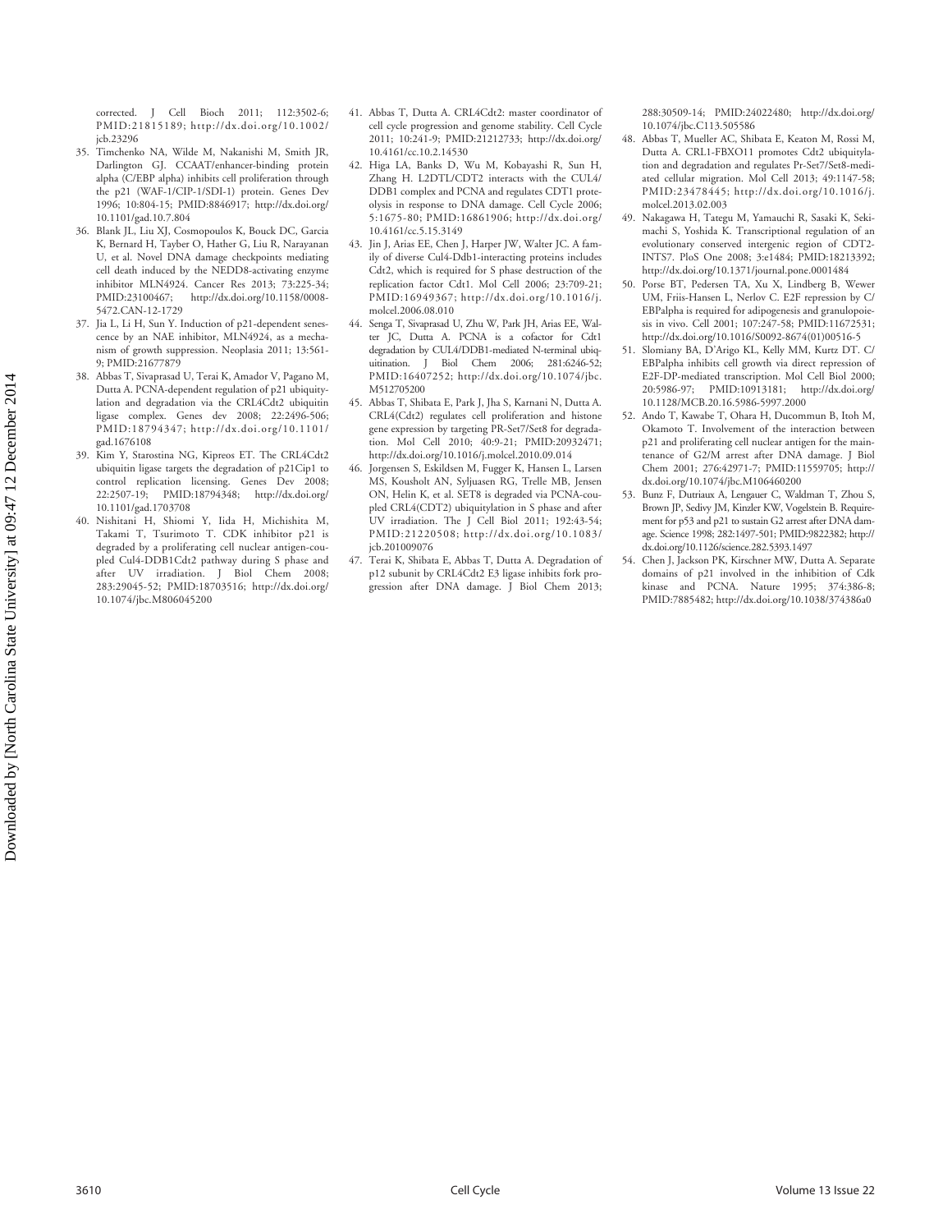corrected. J Cell Bioch 2011; 112:3502-6; PMID:21815189; http://dx.doi.org/10.1002/jcb.23296

35. Timchenko NA, Wilde M, Nakanishi M, Smith JR, Darlington GJ. CCAAT/enhancer-binding protein alpha (C/EBP alpha) inhibits cell proliferation through the p21 (WAF-1/CIP-1/SDI-1) protein. Genes Dev 1996; 10:804-15; PMID:8846917; http://dx.doi.org/10.1101/gad.10.7.804
36. Blank JL, Liu XJ, Cosmopoulos K, Bouck DC, Garcia K, Bernard H, Tayber O, Hather G, Liu R, Narayanan U, et al. Novel DNA damage checkpoints mediating cell death induced by the NEDD8-activating enzyme inhibitor MLN4924. Cancer Res 2013; 73:225-34; PMID:23100467; http://dx.doi.org/10.1158/0008-5472.CAN-12-1729
37. Jia L, Li H, Sun Y. Induction of p21-dependent senescence by an NAE inhibitor, MLN4924, as a mechanism of growth suppression. Neoplasia 2011; 13:561-9; PMID:21677879
38. Abbas T, Sivaprasad U, Terai K, Amador V, Pagano M, Dutta A. PCNA-dependent regulation of p21 ubiquitylation and degradation via the CRL4Cdt2 ubiquitin ligase complex. Genes dev 2008; 22:2496-506; PMID:18794347; http://dx.doi.org/10.1101/gad.1676108
39. Kim Y, Starostina NG, Kipreos ET. The CRL4Cdt2 ubiquitin ligase targets the degradation of p21Cip1 to control replication licensing. Genes Dev 2008; 22:2507-19; PMID:18794348; http://dx.doi.org/10.1101/gad.1703708
40. Nishitani H, Shiomi Y, Iida H, Michishita M, Takami T, Tsurimoto T. CDK inhibitor p21 is degraded by a proliferating cell nuclear antigen-coupled Cul4-DDB1Cdt2 pathway during S phase and after UV irradiation. J Biol Chem 2008; 283:29045-52; PMID:18703516; http://dx.doi.org/10.1074/jbc.M806045200
41. Abbas T, Dutta A. CRL4Cdt2: master coordinator of cell cycle progression and genome stability. Cell Cycle 2011; 10:241-9; PMID:21212733; http://dx.doi.org/10.4161/cc.10.2.14530
42. Higa LA, Banks D, Wu M, Kobayashi R, Sun H, Zhang H. L2DTL/CDT2 interacts with the CUL4/DDB1 complex and PCNA and regulates CDT1 proteolysis in response to DNA damage. Cell Cycle 2006; 5:1675-80; PMID:16861906; http://dx.doi.org/10.4161/cc.5.15.3149
43. Jin J, Arias EE, Chen J, Harper JW, Walter JC. A family of diverse Cul4-Ddb1-interacting proteins includes Cdt2, which is required for S phase destruction of the replication factor Cdt1. Mol Cell 2006; 23:709-21; PMID:16949367; http://dx.doi.org/10.1016/j.molcel.2006.08.010
44. Senga T, Sivaprasad U, Zhu W, Park JH, Arias EE, Walter JC, Dutta A. PCNA is a cofactor for Cdt1 degradation by CUL4/DDB1-mediated N-terminal ubiquitination. J Biol Chem 2006; 281:6246-52; PMID:16407252; http://dx.doi.org/10.1074/jbc.M512705200
45. Abbas T, Shibata E, Park J, Jha S, Karnani N, Dutta A. CRL4(Cdt2) regulates cell proliferation and histone gene expression by targeting PR-Set7/Set8 for degradation. Mol Cell 2010; 40:9-21; PMID:20932471; http://dx.doi.org/10.1016/j.molcel.2010.09.014
46. Jorgensen S, Eskildsen M, Fugger K, Hansen L, Larsen MS, Kousholt AN, Syljuasen RG, Trelle MB, Jensen ON, Helin K, et al. SET8 is degraded via PCNA-coupled CRL4(CDT2) ubiquitylation in S phase and after UV irradiation. The J Cell Biol 2011; 192:43-54; PMID:21220508; http://dx.doi.org/10.1083/jcb.201009076
47. Terai K, Shibata E, Abbas T, Dutta A. Degradation of p12 subunit by CRL4Cdt2 E3 ligase inhibits fork progression after DNA damage. J Biol Chem 2013; 288:30509-14; PMID:24022480; http://dx.doi.org/10.1074/jbc.C113.505586
48. Abbas T, Mueller AC, Shibata E, Keaton M, Rossi M, Dutta A. CRL1-FBXO11 promotes Cdt2 ubiquitylation and degradation and regulates Pr-Set7/Set8-mediated cellular migration. Mol Cell 2013; 49:1147-58; PMID:23478445; http://dx.doi.org/10.1016/j.molcel.2013.02.003
49. Nakagawa H, Tategu M, Yamauchi R, Sasaki K, Sekimachi S, Yoshida K. Transcriptional regulation of an evolutionary conserved intergenic region of CDT2-INTS7. PloS One 2008; 3:e1484; PMID:18213392; http://dx.doi.org/10.1371/journal.pone.0001484
50. Porse BT, Pedersen TA, Xu X, Lindberg B, Wewer UM, Friis-Hansen L, Nerlov C. E2F repression by C/EBPalpha is required for adipogenesis and granulopoiesis in vivo. Cell 2001; 107:247-58; PMID:11672531; http://dx.doi.org/10.1016/S0092-8674(01)00516-5
51. Slomiany BA, D'Arigo KL, Kelly MM, Kurtz DT. C/EBPalpha inhibits cell growth via direct repression of E2F-DP-mediated transcription. Mol Cell Biol 2000; 20:5986-97; PMID:10913181; http://dx.doi.org/10.1128/MCB.20.16.5986-5997.2000
52. Ando T, Kawabe T, Ohara H, Ducommun B, Itoh M, Okamoto T. Involvement of the interaction between p21 and proliferating cell nuclear antigen for the maintenance of G2/M arrest after DNA damage. J Biol Chem 2001; 276:42971-7; PMID:11559705; http://dx.doi.org/10.1074/jbc.M106460200
53. Bunz F, Dutriaux A, Lengauer C, Waldman T, Zhou S, Brown JP, Sedivy JM, Kinzler KW, Vogelstein B. Requirement for p53 and p21 to sustain G2 arrest after DNA damage. Science 1998; 282:1497-501; PMID:9822382; http://dx.doi.org/10.1126/science.282.5393.1497
54. Chen J, Jackson PK, Kirschner MW, Dutta A. Separate domains of p21 involved in the inhibition of Cdk kinase and PCNA. Nature 1995; 374:386-8; PMID:7885482; http://dx.doi.org/10.1038/374386a0